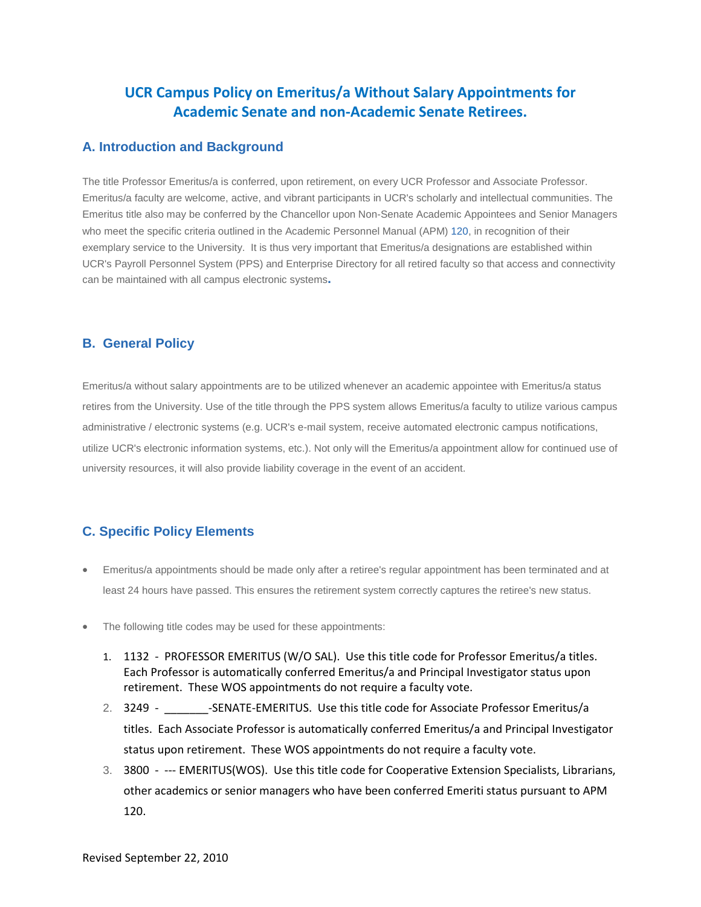# UCR Campus Policy on Emeritus/a Without Salary Appointments for Academic Senate and non-Academic Senate Retirees.

## A. Introduction and Background

The title Professor Emeritus/a is conferred, upon retirement, on every UCR Professor and Associate Professor. Emeritus/a faculty are welcome, active, and vibrant participants in UCR's scholarly and intellectual communities. The Emeritus title also may be conferred by the Chancellor upon Non-Senate Academic Appointees and Senior Managers who meet the specific criteria outlined in the Academic Personnel Manual (APM) 120, in recognition of their exemplary service to the University. It is thus very important that Emeritus/a designations are established within UCR's Payroll Personnel System (PPS) and Enterprise Directory for all retired faculty so that access and connectivity can be maintained with all campus electronic systems.

## B. General Policy

Emeritus/a without salary appointments are to be utilized whenever an academic appointee with Emeritus/a status retires from the University. Use of the title through the PPS system allows Emeritus/a faculty to utilize various campus administrative / electronic systems (e.g. UCR's e-mail system, receive automated electronic campus notifications, utilize UCR's electronic information systems, etc.). Not only will the Emeritus/a appointment allow for continued use of university resources, it will also provide liability coverage in the event of an accident.

## C. Specific Policy Elements

- Emeritus/a appointments should be made only after a retiree's regular appointment has been terminated and at least 24 hours have passed. This ensures the retirement system correctly captures the retiree's new status.
- The following title codes may be used for these appointments:
  1. 1132 - PROFESSOR EMERITUS (W/O SAL). Use this title code for Professor Emeritus/a titles. Each Professor is automatically conferred Emeritus/a and Principal Investigator status upon retirement. These WOS appointments do not require a faculty vote.
  2. 3249 - _______-SENATE-EMERITUS. Use this title code for Associate Professor Emeritus/a titles. Each Associate Professor is automatically conferred Emeritus/a and Principal Investigator status upon retirement. These WOS appointments do not require a faculty vote.
  3. 3800 - --- EMERITUS(WOS). Use this title code for Cooperative Extension Specialists, Librarians, other academics or senior managers who have been conferred Emeriti status pursuant to APM 120.

Revised September 22, 2010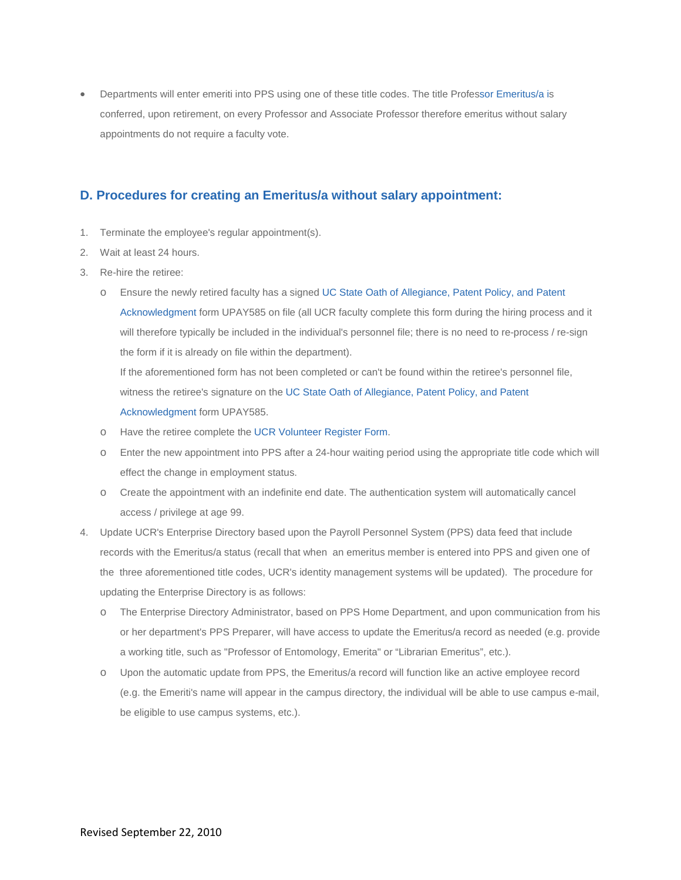- Departments will enter emeriti into PPS using one of these title codes. The title Professor Emeritus/a is conferred, upon retirement, on every Professor and Associate Professor therefore emeritus without salary appointments do not require a faculty vote.

## D. Procedures for creating an Emeritus/a without salary appointment:

1. Terminate the employee's regular appointment(s).
2. Wait at least 24 hours.
3. Re-hire the retiree:
   - Ensure the newly retired faculty has a signed UC State Oath of Allegiance, Patent Policy, and Patent Acknowledgment form UPAY585 on file (all UCR faculty complete this form during the hiring process and it will therefore typically be included in the individual's personnel file; there is no need to re-process / re-sign the form if it is already on file within the department).

     If the aforementioned form has not been completed or can't be found within the retiree's personnel file, witness the retiree's signature on the UC State Oath of Allegiance, Patent Policy, and Patent Acknowledgment form UPAY585.
   - Have the retiree complete the UCR Volunteer Register Form.
   - Enter the new appointment into PPS after a 24-hour waiting period using the appropriate title code which will effect the change in employment status.
   - Create the appointment with an indefinite end date. The authentication system will automatically cancel access / privilege at age 99.
4. Update UCR's Enterprise Directory based upon the Payroll Personnel System (PPS) data feed that include records with the Emeritus/a status (recall that when an emeritus member is entered into PPS and given one of the three aforementioned title codes, UCR's identity management systems will be updated). The procedure for updating the Enterprise Directory is as follows:
   - The Enterprise Directory Administrator, based on PPS Home Department, and upon communication from his or her department's PPS Preparer, will have access to update the Emeritus/a record as needed (e.g. provide a working title, such as "Professor of Entomology, Emerita" or "Librarian Emeritus", etc.).
   - Upon the automatic update from PPS, the Emeritus/a record will function like an active employee record (e.g. the Emeriti's name will appear in the campus directory, the individual will be able to use campus e-mail, be eligible to use campus systems, etc.).

Revised September 22, 2010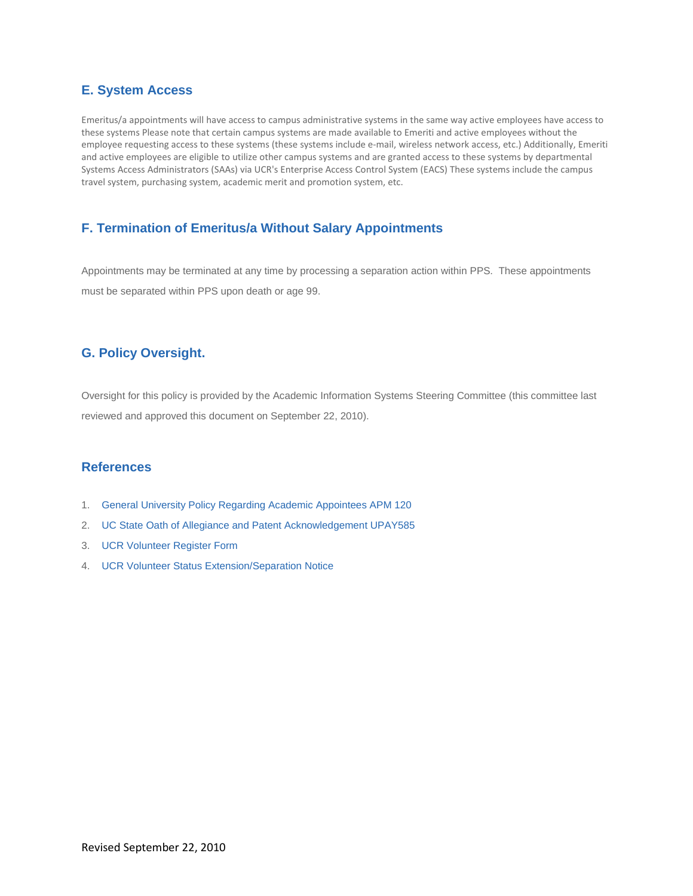## E. System Access

Emeritus/a appointments will have access to campus administrative systems in the same way active employees have access to these systems Please note that certain campus systems are made available to Emeriti and active employees without the employee requesting access to these systems (these systems include e-mail, wireless network access, etc.) Additionally, Emeriti and active employees are eligible to utilize other campus systems and are granted access to these systems by departmental Systems Access Administrators (SAAs) via UCR's Enterprise Access Control System (EACS) These systems include the campus travel system, purchasing system, academic merit and promotion system, etc.

## F. Termination of Emeritus/a Without Salary Appointments

Appointments may be terminated at any time by processing a separation action within PPS. These appointments must be separated within PPS upon death or age 99.

## G. Policy Oversight.

Oversight for this policy is provided by the Academic Information Systems Steering Committee (this committee last reviewed and approved this document on September 22, 2010).

## References

1. General University Policy Regarding Academic Appointees APM 120
2. UC State Oath of Allegiance and Patent Acknowledgement UPAY585
3. UCR Volunteer Register Form
4. UCR Volunteer Status Extension/Separation Notice

Revised September 22, 2010